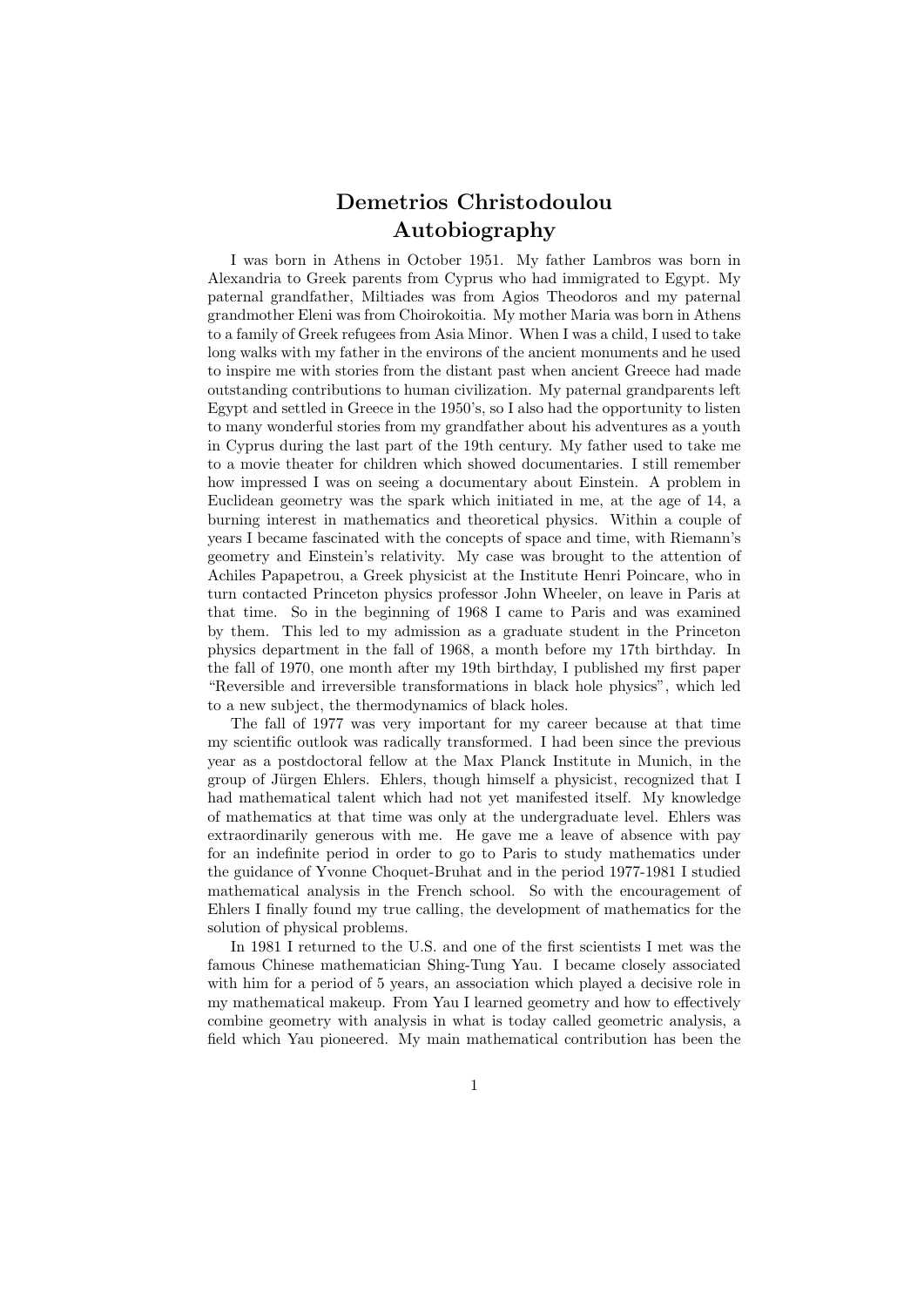# Demetrios Christodoulou
# Autobiography

I was born in Athens in October 1951. My father Lambros was born in Alexandria to Greek parents from Cyprus who had immigrated to Egypt. My paternal grandfather, Miltiades was from Agios Theodoros and my paternal grandmother Eleni was from Choirokoitia. My mother Maria was born in Athens to a family of Greek refugees from Asia Minor. When I was a child, I used to take long walks with my father in the environs of the ancient monuments and he used to inspire me with stories from the distant past when ancient Greece had made outstanding contributions to human civilization. My paternal grandparents left Egypt and settled in Greece in the 1950's, so I also had the opportunity to listen to many wonderful stories from my grandfather about his adventures as a youth in Cyprus during the last part of the 19th century. My father used to take me to a movie theater for children which showed documentaries. I still remember how impressed I was on seeing a documentary about Einstein. A problem in Euclidean geometry was the spark which initiated in me, at the age of 14, a burning interest in mathematics and theoretical physics. Within a couple of years I became fascinated with the concepts of space and time, with Riemann's geometry and Einstein's relativity. My case was brought to the attention of Achiles Papapetrou, a Greek physicist at the Institute Henri Poincare, who in turn contacted Princeton physics professor John Wheeler, on leave in Paris at that time. So in the beginning of 1968 I came to Paris and was examined by them. This led to my admission as a graduate student in the Princeton physics department in the fall of 1968, a month before my 17th birthday. In the fall of 1970, one month after my 19th birthday, I published my first paper "Reversible and irreversible transformations in black hole physics", which led to a new subject, the thermodynamics of black holes.

The fall of 1977 was very important for my career because at that time my scientific outlook was radically transformed. I had been since the previous year as a postdoctoral fellow at the Max Planck Institute in Munich, in the group of Jürgen Ehlers. Ehlers, though himself a physicist, recognized that I had mathematical talent which had not yet manifested itself. My knowledge of mathematics at that time was only at the undergraduate level. Ehlers was extraordinarily generous with me. He gave me a leave of absence with pay for an indefinite period in order to go to Paris to study mathematics under the guidance of Yvonne Choquet-Bruhat and in the period 1977-1981 I studied mathematical analysis in the French school. So with the encouragement of Ehlers I finally found my true calling, the development of mathematics for the solution of physical problems.

In 1981 I returned to the U.S. and one of the first scientists I met was the famous Chinese mathematician Shing-Tung Yau. I became closely associated with him for a period of 5 years, an association which played a decisive role in my mathematical makeup. From Yau I learned geometry and how to effectively combine geometry with analysis in what is today called geometric analysis, a field which Yau pioneered. My main mathematical contribution has been the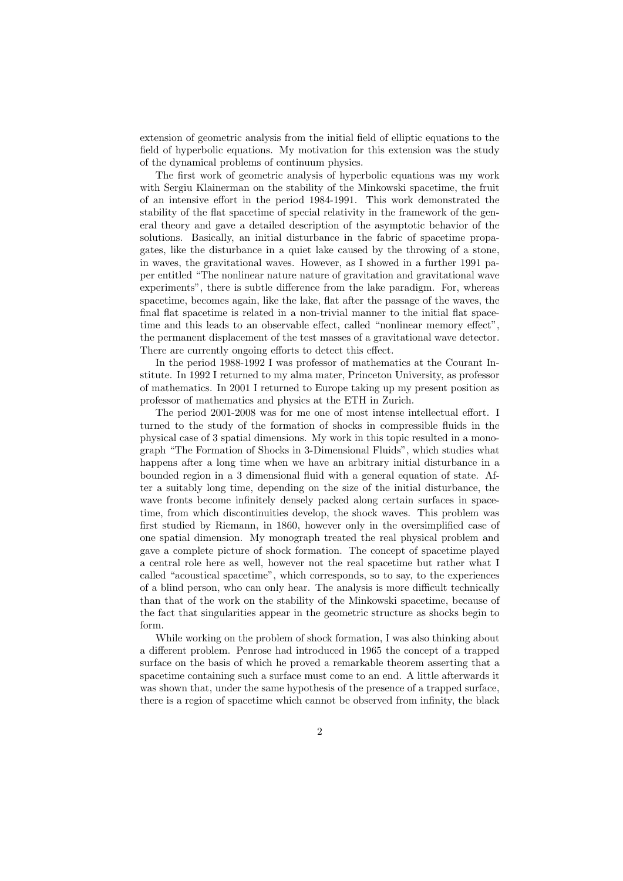extension of geometric analysis from the initial field of elliptic equations to the field of hyperbolic equations. My motivation for this extension was the study of the dynamical problems of continuum physics.

The first work of geometric analysis of hyperbolic equations was my work with Sergiu Klainerman on the stability of the Minkowski spacetime, the fruit of an intensive effort in the period 1984-1991. This work demonstrated the stability of the flat spacetime of special relativity in the framework of the general theory and gave a detailed description of the asymptotic behavior of the solutions. Basically, an initial disturbance in the fabric of spacetime propagates, like the disturbance in a quiet lake caused by the throwing of a stone, in waves, the gravitational waves. However, as I showed in a further 1991 paper entitled "The nonlinear nature nature of gravitation and gravitational wave experiments", there is subtle difference from the lake paradigm. For, whereas spacetime, becomes again, like the lake, flat after the passage of the waves, the final flat spacetime is related in a non-trivial manner to the initial flat spacetime and this leads to an observable effect, called "nonlinear memory effect", the permanent displacement of the test masses of a gravitational wave detector. There are currently ongoing efforts to detect this effect.

In the period 1988-1992 I was professor of mathematics at the Courant Institute. In 1992 I returned to my alma mater, Princeton University, as professor of mathematics. In 2001 I returned to Europe taking up my present position as professor of mathematics and physics at the ETH in Zurich.

The period 2001-2008 was for me one of most intense intellectual effort. I turned to the study of the formation of shocks in compressible fluids in the physical case of 3 spatial dimensions. My work in this topic resulted in a monograph "The Formation of Shocks in 3-Dimensional Fluids", which studies what happens after a long time when we have an arbitrary initial disturbance in a bounded region in a 3 dimensional fluid with a general equation of state. After a suitably long time, depending on the size of the initial disturbance, the wave fronts become infinitely densely packed along certain surfaces in spacetime, from which discontinuities develop, the shock waves. This problem was first studied by Riemann, in 1860, however only in the oversimplified case of one spatial dimension. My monograph treated the real physical problem and gave a complete picture of shock formation. The concept of spacetime played a central role here as well, however not the real spacetime but rather what I called "acoustical spacetime", which corresponds, so to say, to the experiences of a blind person, who can only hear. The analysis is more difficult technically than that of the work on the stability of the Minkowski spacetime, because of the fact that singularities appear in the geometric structure as shocks begin to form.

While working on the problem of shock formation, I was also thinking about a different problem. Penrose had introduced in 1965 the concept of a trapped surface on the basis of which he proved a remarkable theorem asserting that a spacetime containing such a surface must come to an end. A little afterwards it was shown that, under the same hypothesis of the presence of a trapped surface, there is a region of spacetime which cannot be observed from infinity, the black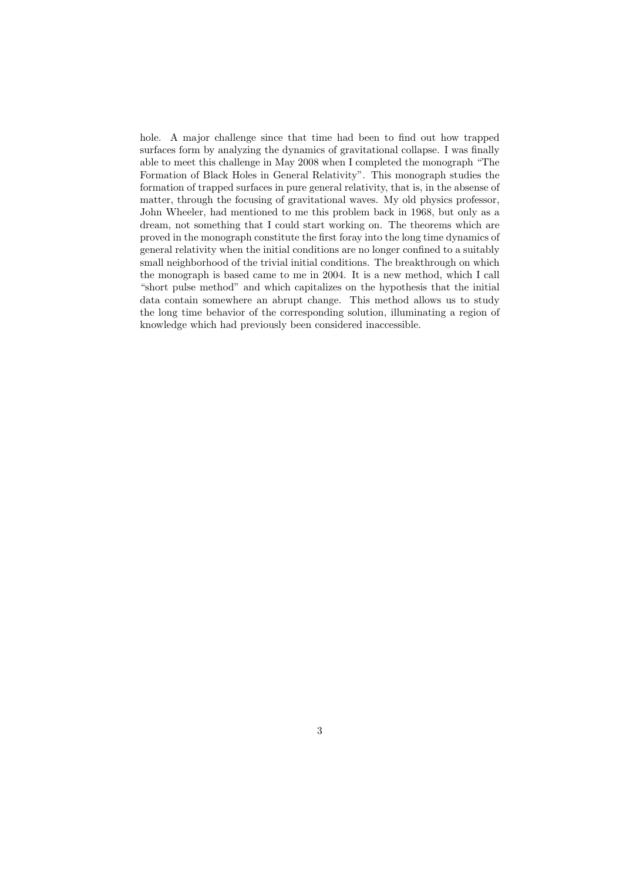hole. A major challenge since that time had been to find out how trapped surfaces form by analyzing the dynamics of gravitational collapse. I was finally able to meet this challenge in May 2008 when I completed the monograph "The Formation of Black Holes in General Relativity". This monograph studies the formation of trapped surfaces in pure general relativity, that is, in the absense of matter, through the focusing of gravitational waves. My old physics professor, John Wheeler, had mentioned to me this problem back in 1968, but only as a dream, not something that I could start working on. The theorems which are proved in the monograph constitute the first foray into the long time dynamics of general relativity when the initial conditions are no longer confined to a suitably small neighborhood of the trivial initial conditions. The breakthrough on which the monograph is based came to me in 2004. It is a new method, which I call "short pulse method" and which capitalizes on the hypothesis that the initial data contain somewhere an abrupt change. This method allows us to study the long time behavior of the corresponding solution, illuminating a region of knowledge which had previously been considered inaccessible.